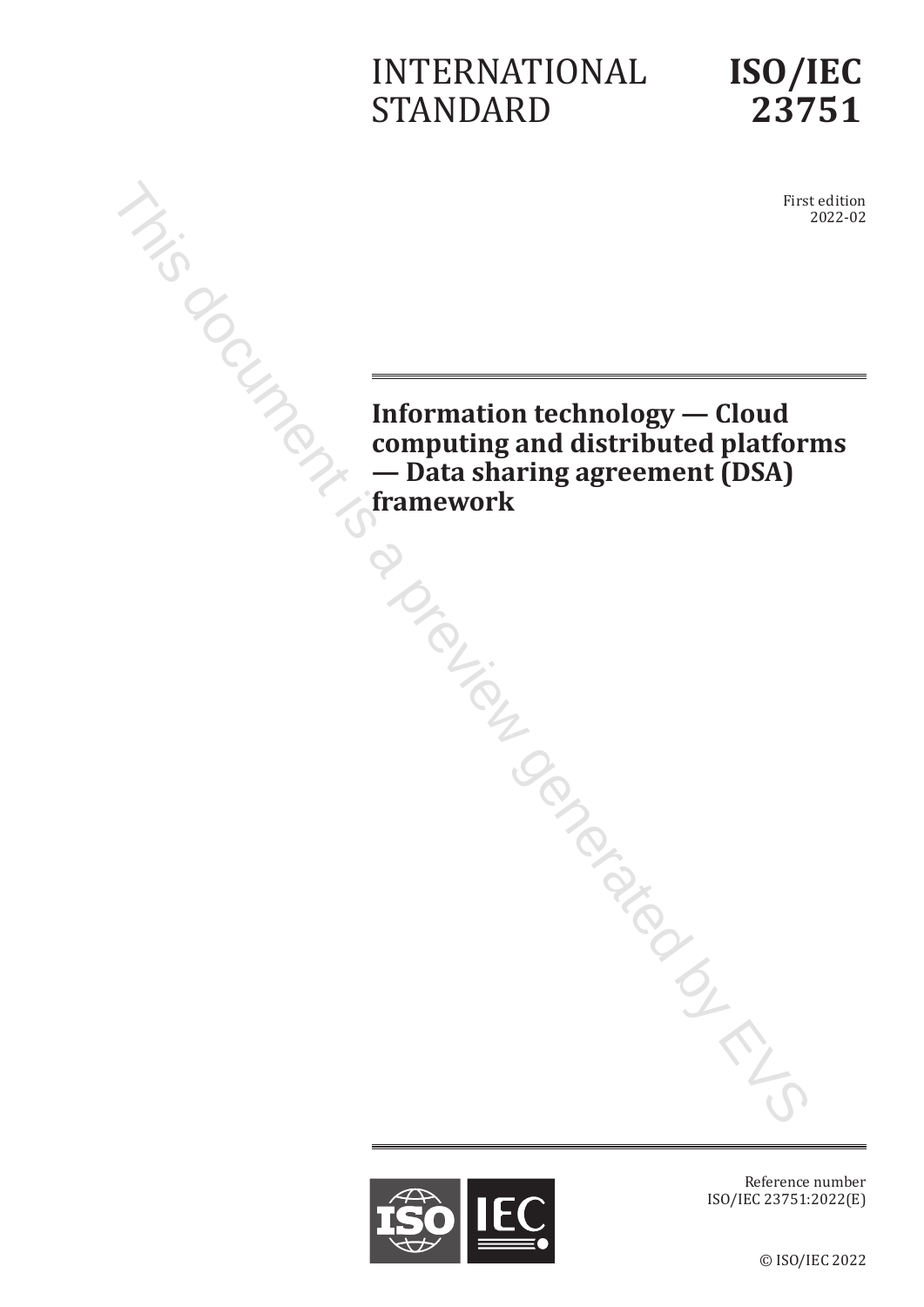INTERNATIONAL STANDARD

**ISO/IEC 23751**

First edition
2022-02

# Information technology — Cloud computing and distributed platforms — Data sharing agreement (DSA) framework

Reference number
ISO/IEC 23751:2022(E)

© ISO/IEC 2022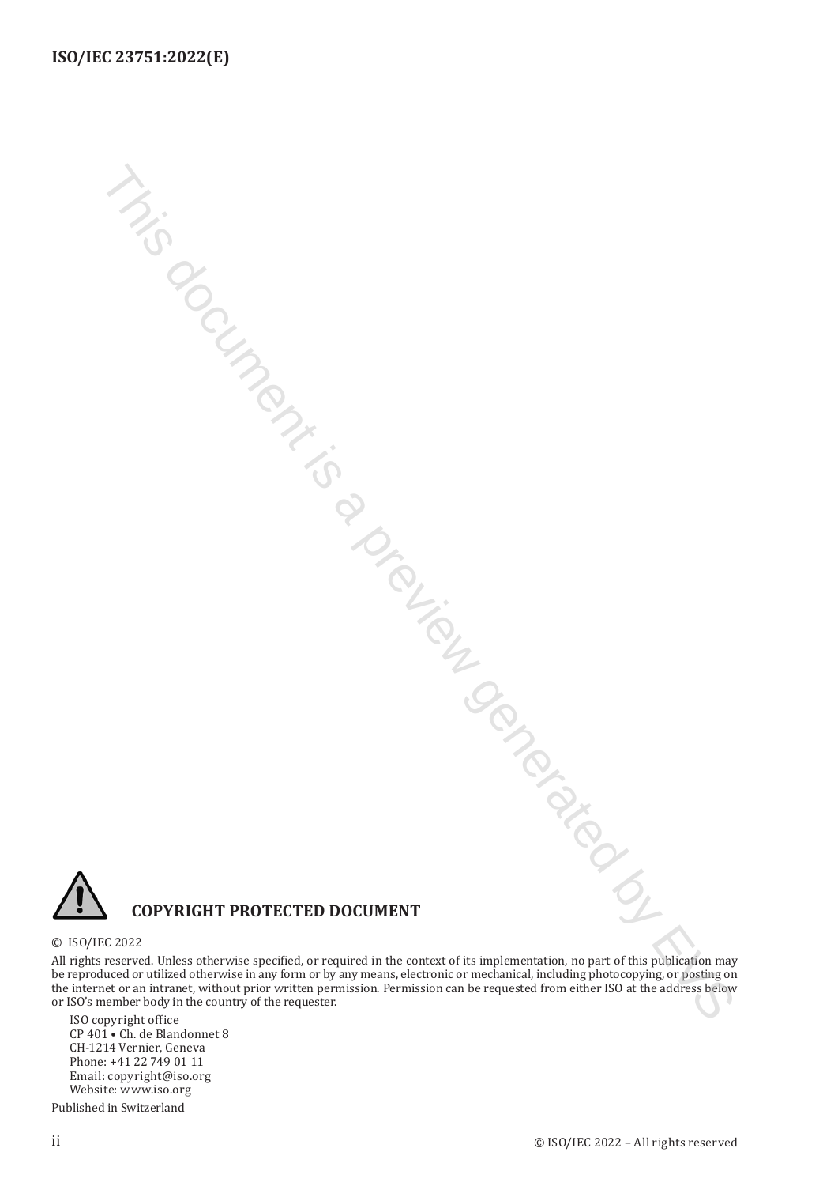**COPYRIGHT PROTECTED DOCUMENT**

© ISO/IEC 2022

All rights reserved. Unless otherwise specified, or required in the context of its implementation, no part of this publication may be reproduced or utilized otherwise in any form or by any means, electronic or mechanical, including photocopying, or posting on the internet or an intranet, without prior written permission. Permission can be requested from either ISO at the address below or ISO's member body in the country of the requester.

ISO copyright office
CP 401 • Ch. de Blandonnet 8
CH-1214 Vernier, Geneva
Phone: +41 22 749 01 11
Email: copyright@iso.org
Website: www.iso.org

Published in Switzerland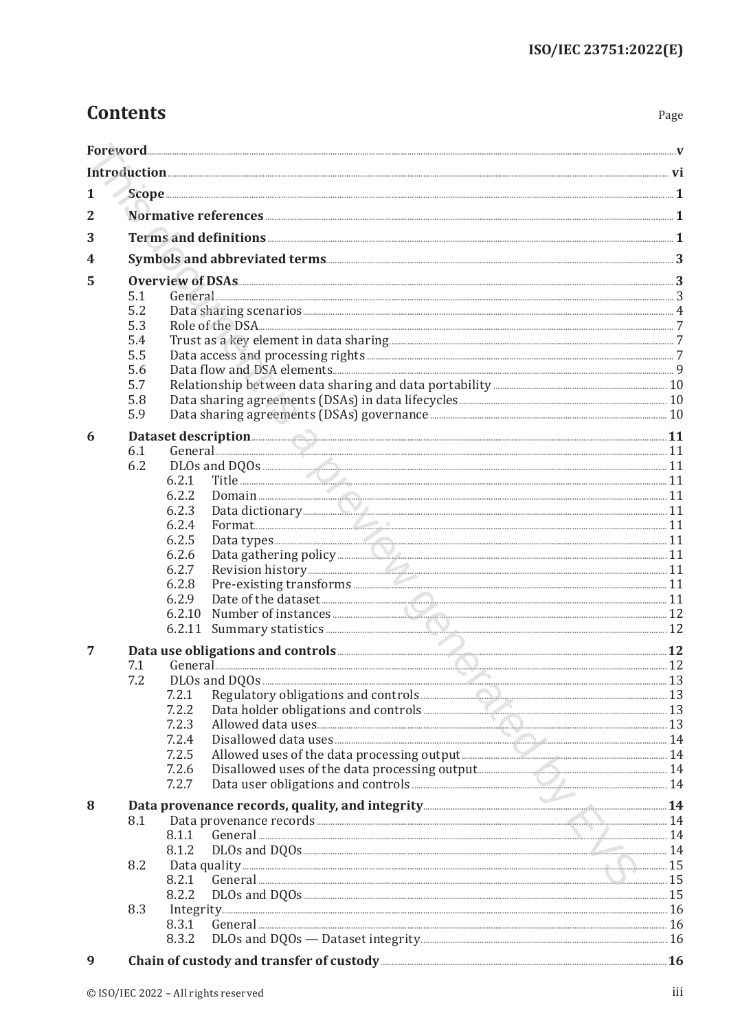# Contents

Page

**Foreword** ... v

**Introduction** ... vi

**1 Scope** ... 1

**2 Normative references** ... 1

**3 Terms and definitions** ... 1

**4 Symbols and abbreviated terms** ... 3

**5 Overview of DSAs** ... 3
- 5.1 General ... 3
- 5.2 Data sharing scenarios ... 4
- 5.3 Role of the DSA ... 7
- 5.4 Trust as a key element in data sharing ... 7
- 5.5 Data access and processing rights ... 7
- 5.6 Data flow and DSA elements ... 9
- 5.7 Relationship between data sharing and data portability ... 10
- 5.8 Data sharing agreements (DSAs) in data lifecycles ... 10
- 5.9 Data sharing agreements (DSAs) governance ... 10

**6 Dataset description** ... 11
- 6.1 General ... 11
- 6.2 DLOs and DQOs ... 11
  - 6.2.1 Title ... 11
  - 6.2.2 Domain ... 11
  - 6.2.3 Data dictionary ... 11
  - 6.2.4 Format ... 11
  - 6.2.5 Data types ... 11
  - 6.2.6 Data gathering policy ... 11
  - 6.2.7 Revision history ... 11
  - 6.2.8 Pre-existing transforms ... 11
  - 6.2.9 Date of the dataset ... 11
  - 6.2.10 Number of instances ... 12
  - 6.2.11 Summary statistics ... 12

**7 Data use obligations and controls** ... 12
- 7.1 General ... 12
- 7.2 DLOs and DQOs ... 13
  - 7.2.1 Regulatory obligations and controls ... 13
  - 7.2.2 Data holder obligations and controls ... 13
  - 7.2.3 Allowed data uses ... 13
  - 7.2.4 Disallowed data uses ... 14
  - 7.2.5 Allowed uses of the data processing output ... 14
  - 7.2.6 Disallowed uses of the data processing output ... 14
  - 7.2.7 Data user obligations and controls ... 14

**8 Data provenance records, quality, and integrity** ... 14
- 8.1 Data provenance records ... 14
  - 8.1.1 General ... 14
  - 8.1.2 DLOs and DQOs ... 14
- 8.2 Data quality ... 15
  - 8.2.1 General ... 15
  - 8.2.2 DLOs and DQOs ... 15
- 8.3 Integrity ... 16
  - 8.3.1 General ... 16
  - 8.3.2 DLOs and DQOs — Dataset integrity ... 16

**9 Chain of custody and transfer of custody** ... 16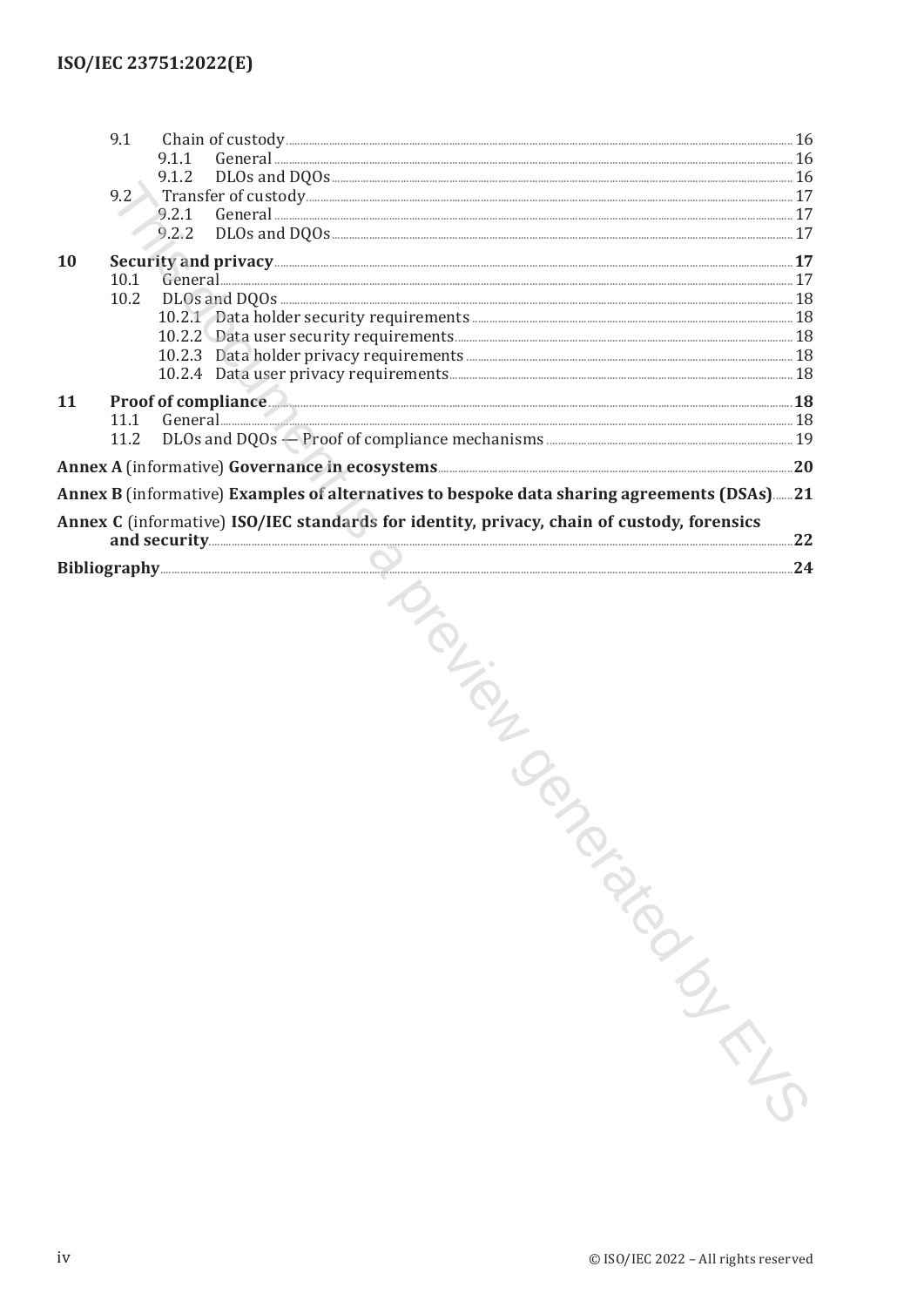9.1 Chain of custody ... 16
  9.1.1 General ... 16
  9.1.2 DLOs and DQOs ... 16
9.2 Transfer of custody ... 17
  9.2.1 General ... 17
  9.2.2 DLOs and DQOs ... 17

**10 Security and privacy ... 17**
  10.1 General ... 17
  10.2 DLOs and DQOs ... 18
    10.2.1 Data holder security requirements ... 18
    10.2.2 Data user security requirements ... 18
    10.2.3 Data holder privacy requirements ... 18
    10.2.4 Data user privacy requirements ... 18

**11 Proof of compliance ... 18**
  11.1 General ... 18
  11.2 DLOs and DQOs — Proof of compliance mechanisms ... 19

**Annex A** (informative) **Governance in ecosystems ... 20**

**Annex B** (informative) **Examples of alternatives to bespoke data sharing agreements (DSAs) ... 21**

**Annex C** (informative) **ISO/IEC standards for identity, privacy, chain of custody, forensics and security ... 22**

**Bibliography ... 24**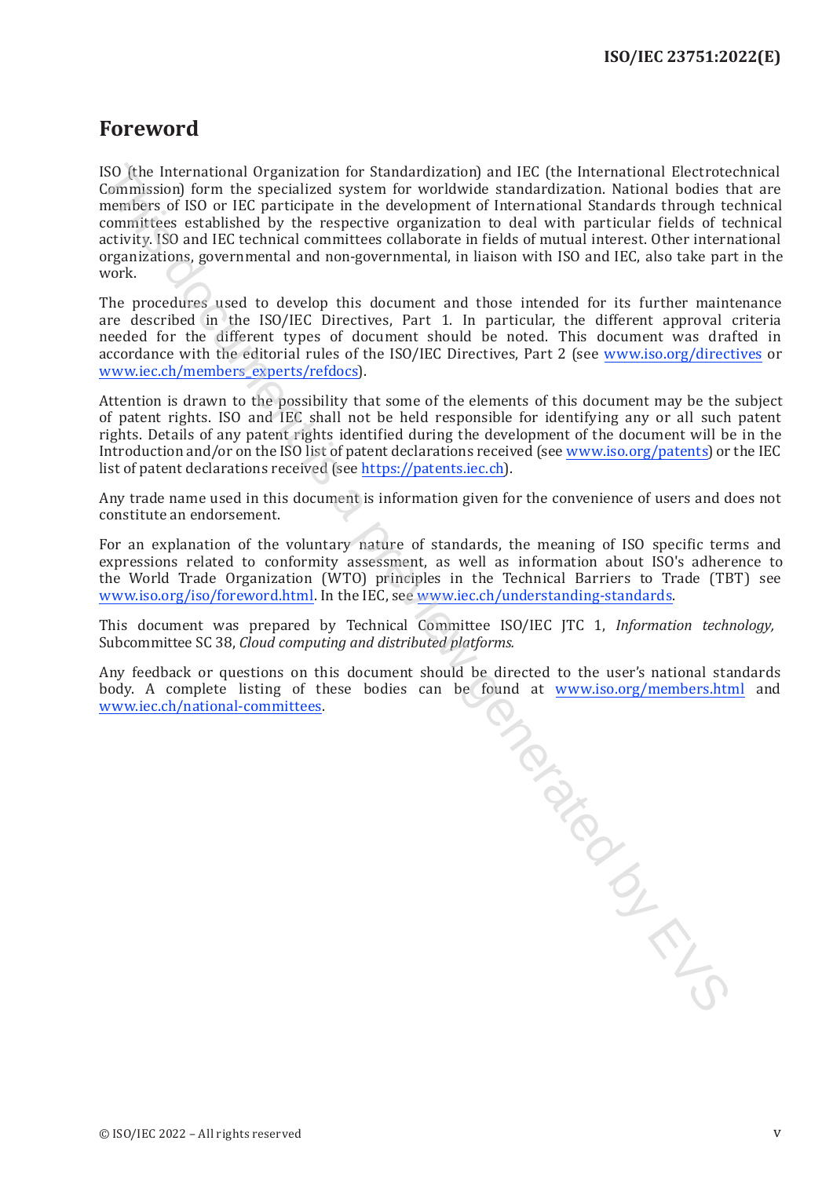# Foreword

ISO (the International Organization for Standardization) and IEC (the International Electrotechnical Commission) form the specialized system for worldwide standardization. National bodies that are members of ISO or IEC participate in the development of International Standards through technical committees established by the respective organization to deal with particular fields of technical activity. ISO and IEC technical committees collaborate in fields of mutual interest. Other international organizations, governmental and non-governmental, in liaison with ISO and IEC, also take part in the work.

The procedures used to develop this document and those intended for its further maintenance are described in the ISO/IEC Directives, Part 1. In particular, the different approval criteria needed for the different types of document should be noted. This document was drafted in accordance with the editorial rules of the ISO/IEC Directives, Part 2 (see www.iso.org/directives or www.iec.ch/members_experts/refdocs).

Attention is drawn to the possibility that some of the elements of this document may be the subject of patent rights. ISO and IEC shall not be held responsible for identifying any or all such patent rights. Details of any patent rights identified during the development of the document will be in the Introduction and/or on the ISO list of patent declarations received (see www.iso.org/patents) or the IEC list of patent declarations received (see https://patents.iec.ch).

Any trade name used in this document is information given for the convenience of users and does not constitute an endorsement.

For an explanation of the voluntary nature of standards, the meaning of ISO specific terms and expressions related to conformity assessment, as well as information about ISO's adherence to the World Trade Organization (WTO) principles in the Technical Barriers to Trade (TBT) see www.iso.org/iso/foreword.html. In the IEC, see www.iec.ch/understanding-standards.

This document was prepared by Technical Committee ISO/IEC JTC 1, *Information technology*, Subcommittee SC 38, *Cloud computing and distributed platforms.*

Any feedback or questions on this document should be directed to the user's national standards body. A complete listing of these bodies can be found at www.iso.org/members.html and www.iec.ch/national-committees.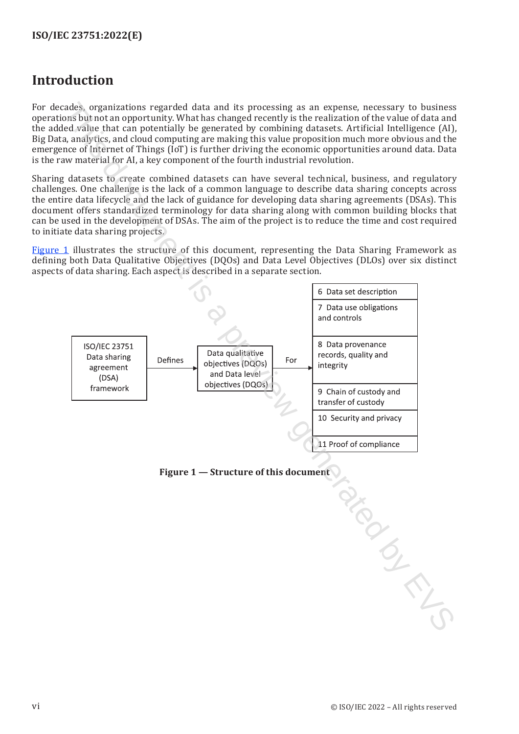# Introduction

For decades, organizations regarded data and its processing as an expense, necessary to business operations but not an opportunity. What has changed recently is the realization of the value of data and the added value that can potentially be generated by combining datasets. Artificial Intelligence (AI), Big Data, analytics, and cloud computing are making this value proposition much more obvious and the emergence of Internet of Things (IoT) is further driving the economic opportunities around data. Data is the raw material for AI, a key component of the fourth industrial revolution.

Sharing datasets to create combined datasets can have several technical, business, and regulatory challenges. One challenge is the lack of a common language to describe data sharing concepts across the entire data lifecycle and the lack of guidance for developing data sharing agreements (DSAs). This document offers standardized terminology for data sharing along with common building blocks that can be used in the development of DSAs. The aim of the project is to reduce the time and cost required to initiate data sharing projects.

Figure 1 illustrates the structure of this document, representing the Data Sharing Framework as defining both Data Qualitative Objectives (DQOs) and Data Level Objectives (DLOs) over six distinct aspects of data sharing. Each aspect is described in a separate section.

ISO/IEC 23751 Data sharing agreement (DSA) framework → Defines → Data qualitative objectives (DQOs) and Data level objectives (DQOs) → For →

- 6 Data set description
- 7 Data use obligations and controls
- 8 Data provenance records, quality and integrity
- 9 Chain of custody and transfer of custody
- 10 Security and privacy
- 11 Proof of compliance

**Figure 1 — Structure of this document**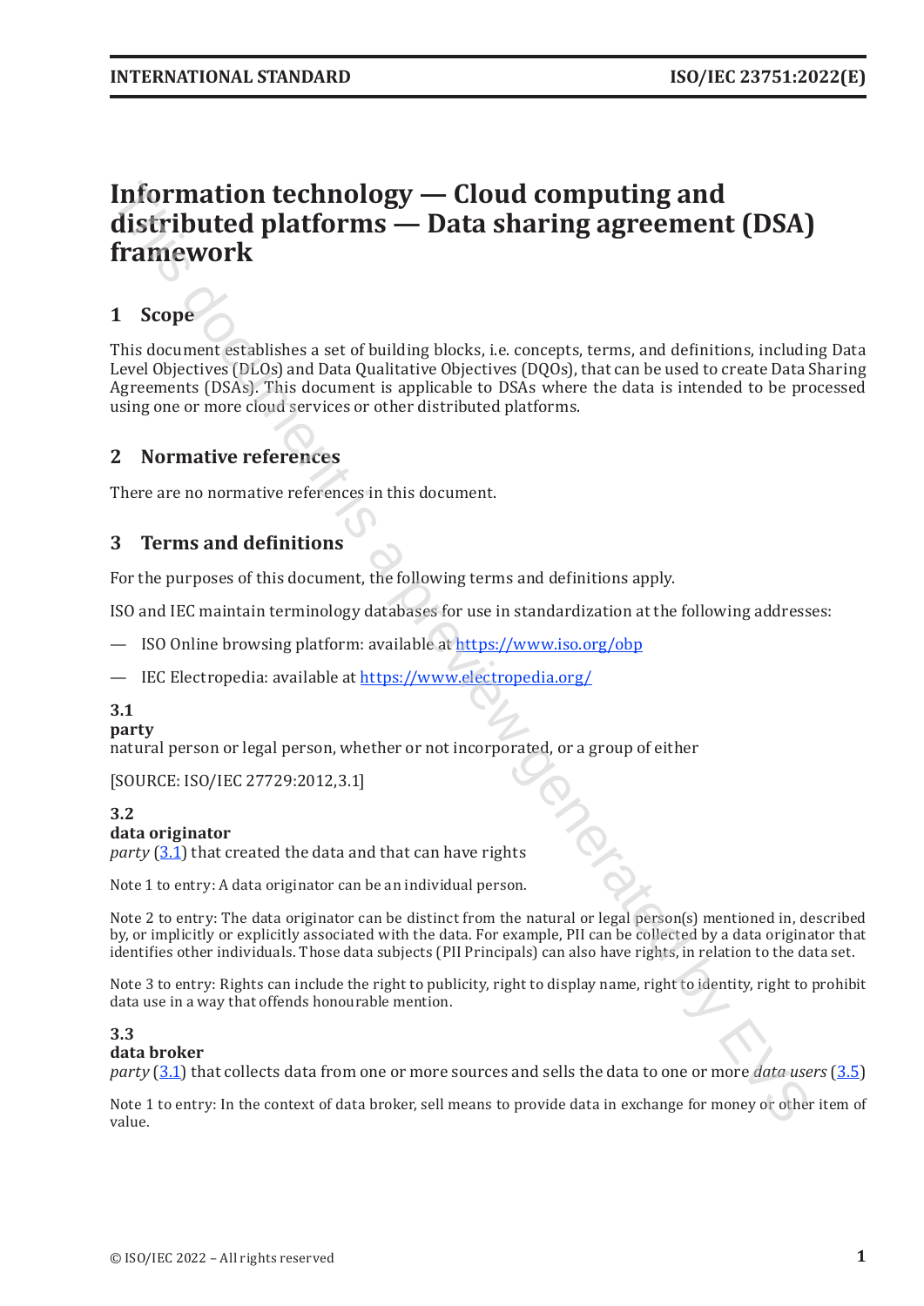# Information technology — Cloud computing and distributed platforms — Data sharing agreement (DSA) framework

## 1 Scope

This document establishes a set of building blocks, i.e. concepts, terms, and definitions, including Data Level Objectives (DLOs) and Data Qualitative Objectives (DQOs), that can be used to create Data Sharing Agreements (DSAs). This document is applicable to DSAs where the data is intended to be processed using one or more cloud services or other distributed platforms.

## 2 Normative references

There are no normative references in this document.

## 3 Terms and definitions

For the purposes of this document, the following terms and definitions apply.

ISO and IEC maintain terminology databases for use in standardization at the following addresses:

— ISO Online browsing platform: available at https://www.iso.org/obp

— IEC Electropedia: available at https://www.electropedia.org/

**3.1**
**party**
natural person or legal person, whether or not incorporated, or a group of either

[SOURCE: ISO/IEC 27729:2012,3.1]

**3.2**
**data originator**
*party* (3.1) that created the data and that can have rights

Note 1 to entry: A data originator can be an individual person.

Note 2 to entry: The data originator can be distinct from the natural or legal person(s) mentioned in, described by, or implicitly or explicitly associated with the data. For example, PII can be collected by a data originator that identifies other individuals. Those data subjects (PII Principals) can also have rights, in relation to the data set.

Note 3 to entry: Rights can include the right to publicity, right to display name, right to identity, right to prohibit data use in a way that offends honourable mention.

**3.3**
**data broker**
*party* (3.1) that collects data from one or more sources and sells the data to one or more *data users* (3.5)

Note 1 to entry: In the context of data broker, sell means to provide data in exchange for money or other item of value.